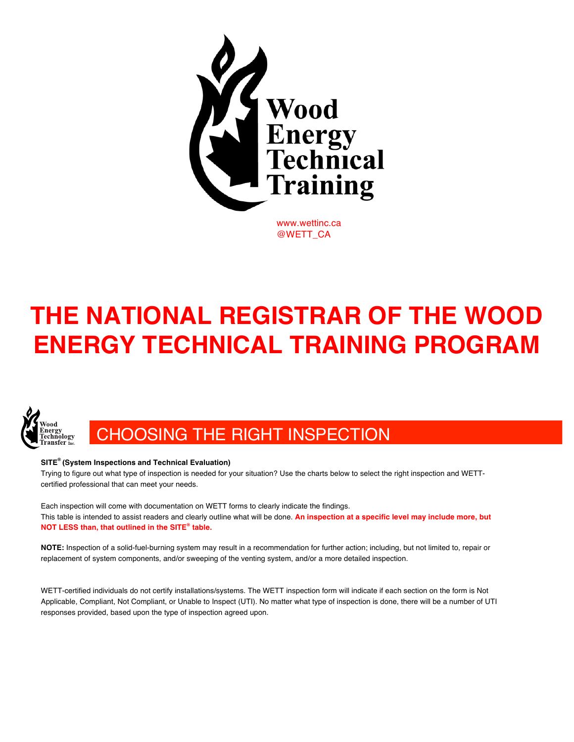Wood Energy Technical Training

www.wettinc.ca
@WETT_CA

# THE NATIONAL REGISTRAR OF THE WOOD ENERGY TECHNICAL TRAINING PROGRAM

Wood Energy Technology Transfer Inc.

## CHOOSING THE RIGHT INSPECTION

**SITE® (System Inspections and Technical Evaluation)**

Trying to figure out what type of inspection is needed for your situation? Use the charts below to select the right inspection and WETT-certified professional that can meet your needs.

Each inspection will come with documentation on WETT forms to clearly indicate the findings.
This table is intended to assist readers and clearly outline what will be done. **An inspection at a specific level may include more, but NOT LESS than, that outlined in the SITE® table.**

**NOTE:** Inspection of a solid-fuel-burning system may result in a recommendation for further action; including, but not limited to, repair or replacement of system components, and/or sweeping of the venting system, and/or a more detailed inspection.

WETT-certified individuals do not certify installations/systems. The WETT inspection form will indicate if each section on the form is Not Applicable, Compliant, Not Compliant, or Unable to Inspect (UTI). No matter what type of inspection is done, there will be a number of UTI responses provided, based upon the type of inspection agreed upon.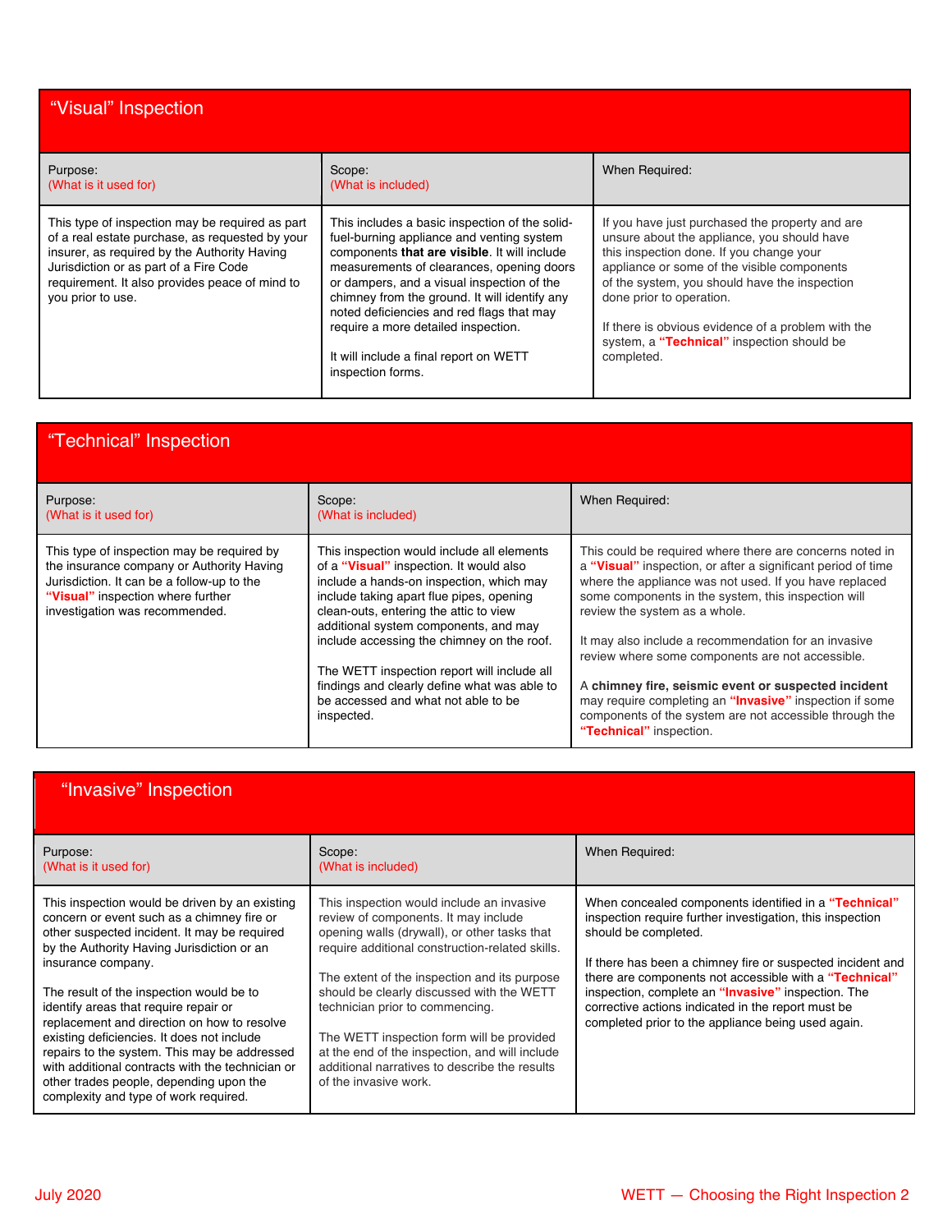## "Visual" Inspection

| Purpose: (What is it used for) | Scope: (What is included) | When Required: |
|---|---|---|
| This type of inspection may be required as part of a real estate purchase, as requested by your insurer, as required by the Authority Having Jurisdiction or as part of a Fire Code requirement. It also provides peace of mind to you prior to use. | This includes a basic inspection of the solid-fuel-burning appliance and venting system components **that are visible**. It will include measurements of clearances, opening doors or dampers, and a visual inspection of the chimney from the ground. It will identify any noted deficiencies and red flags that may require a more detailed inspection.<br><br>It will include a final report on WETT inspection forms. | If you have just purchased the property and are unsure about the appliance, you should have this inspection done. If you change your appliance or some of the visible components of the system, you should have the inspection done prior to operation.<br><br>If there is obvious evidence of a problem with the system, a **"Technical"** inspection should be completed. |

## "Technical" Inspection

| Purpose: (What is it used for) | Scope: (What is included) | When Required: |
|---|---|---|
| This type of inspection may be required by the insurance company or Authority Having Jurisdiction. It can be a follow-up to the **"Visual"** inspection where further investigation was recommended. | This inspection would include all elements of a **"Visual"** inspection. It would also include a hands-on inspection, which may include taking apart flue pipes, opening clean-outs, entering the attic to view additional system components, and may include accessing the chimney on the roof.<br><br>The WETT inspection report will include all findings and clearly define what was able to be accessed and what not able to be inspected. | This could be required where there are concerns noted in a **"Visual"** inspection, or after a significant period of time where the appliance was not used. If you have replaced some components in the system, this inspection will review the system as a whole.<br><br>It may also include a recommendation for an invasive review where some components are not accessible.<br><br>A **chimney fire, seismic event or suspected incident** may require completing an **"Invasive"** inspection if some components of the system are not accessible through the **"Technical"** inspection. |

## "Invasive" Inspection

| Purpose: (What is it used for) | Scope: (What is included) | When Required: |
|---|---|---|
| This inspection would be driven by an existing concern or event such as a chimney fire or other suspected incident. It may be required by the Authority Having Jurisdiction or an insurance company.<br><br>The result of the inspection would be to identify areas that require repair or replacement and direction on how to resolve existing deficiencies. It does not include repairs to the system. This may be addressed with additional contracts with the technician or other trades people, depending upon the complexity and type of work required. | This inspection would include an invasive review of components. It may include opening walls (drywall), or other tasks that require additional construction-related skills.<br><br>The extent of the inspection and its purpose should be clearly discussed with the WETT technician prior to commencing.<br><br>The WETT inspection form will be provided at the end of the inspection, and will include additional narratives to describe the results of the invasive work. | When concealed components identified in a **"Technical"** inspection require further investigation, this inspection should be completed.<br><br>If there has been a chimney fire or suspected incident and there are components not accessible with a **"Technical"** inspection, complete an **"Invasive"** inspection. The corrective actions indicated in the report must be completed prior to the appliance being used again. |